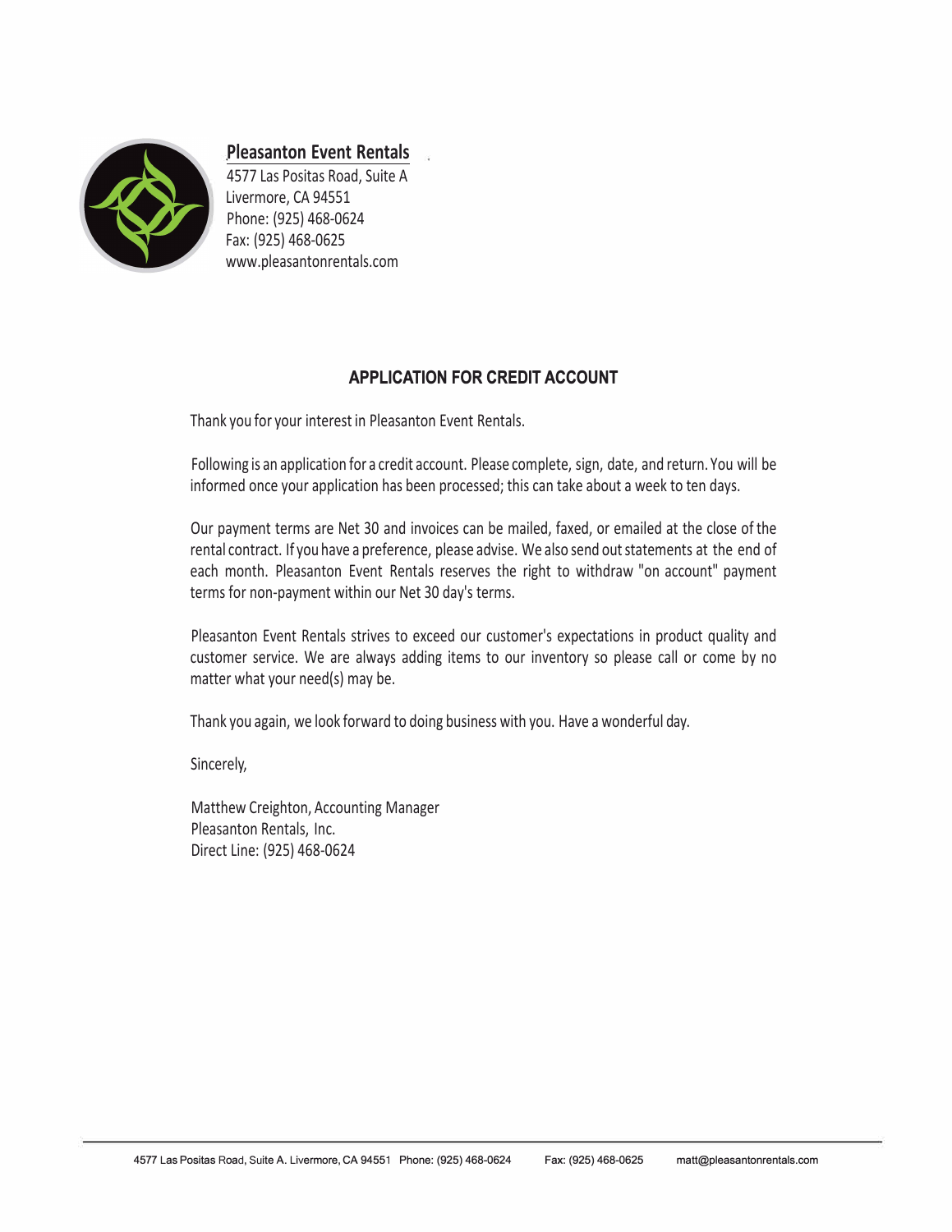**Pleasanton Event Rentals**
4577 Las Positas Road, Suite A
Livermore, CA 94551
Phone: (925) 468-0624
Fax: (925) 468-0625
www.pleasantonrentals.com

## APPLICATION FOR CREDIT ACCOUNT

Thank you for your interest in Pleasanton Event Rentals.

Following is an application for a credit account. Please complete, sign, date, and return. You will be informed once your application has been processed; this can take about a week to ten days.

Our payment terms are Net 30 and invoices can be mailed, faxed, or emailed at the close of the rental contract. If you have a preference, please advise. We also send out statements at the end of each month. Pleasanton Event Rentals reserves the right to withdraw "on account" payment terms for non-payment within our Net 30 day's terms.

Pleasanton Event Rentals strives to exceed our customer's expectations in product quality and customer service. We are always adding items to our inventory so please call or come by no matter what your need(s) may be.

Thank you again, we look forward to doing business with you. Have a wonderful day.

Sincerely,

Matthew Creighton, Accounting Manager
Pleasanton Rentals, Inc.
Direct Line: (925) 468-0624

4577 Las Positas Road, Suite A. Livermore, CA 94551 Phone: (925) 468-0624 Fax: (925) 468-0625 matt@pleasantonrentals.com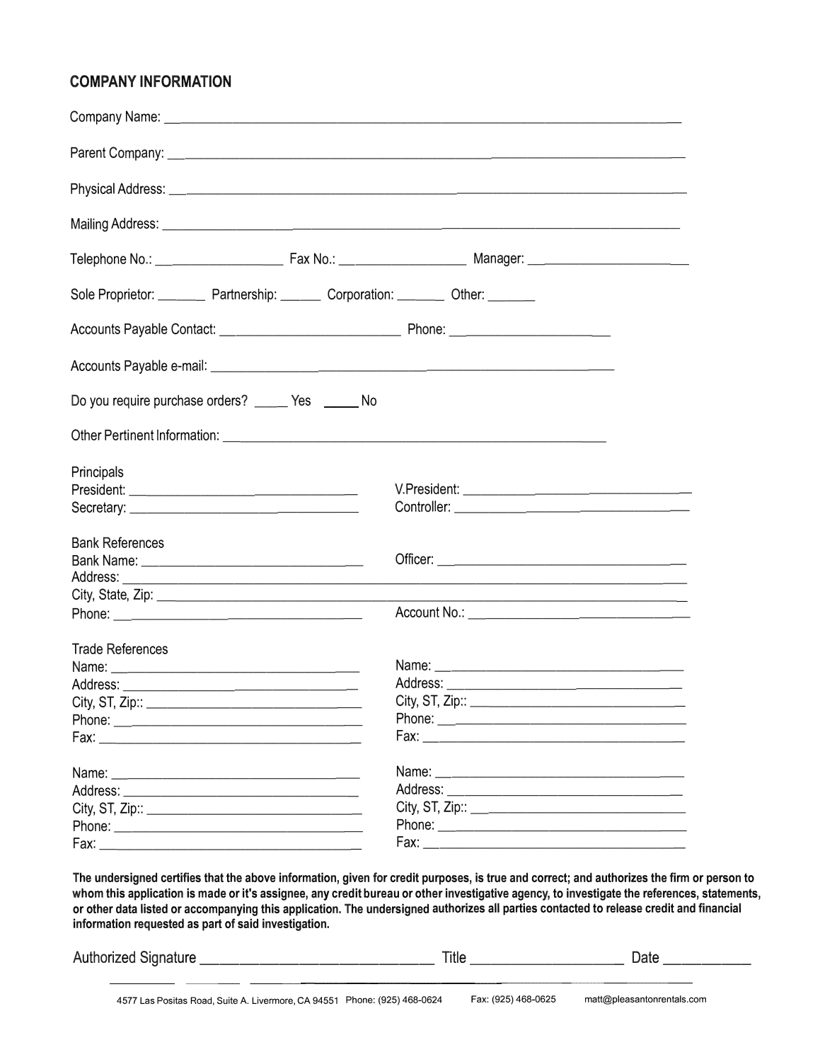## COMPANY INFORMATION

Company Name: ______________________________________________________________

Parent Company: ______________________________________________________________

Physical Address: ______________________________________________________________

Mailing Address: ______________________________________________________________

Telephone No.: __________________ Fax No.: __________________ Manager: ______________________

Sole Proprietor: _______ Partnership: ______ Corporation: _______ Other: _______

Accounts Payable Contact: __________________________ Phone: ______________________

Accounts Payable e-mail: ______________________________________________________

Do you require purchase orders? _____ Yes _____ No

Other Pertinent Information: ______________________________________________________

Principals

President: ________________________________ V.President: ________________________________

Secretary: ________________________________ Controller: ________________________________

Bank References

Bank Name: ________________________________ Officer: ________________________________

Address: ______________________________________________________________

City, State, Zip: ______________________________________________________________

Phone: ________________________________ Account No.: ________________________________

Trade References

Name: ________________________________ Name: ________________________________

Address: ________________________________ Address: ________________________________

City, ST, Zip:: ________________________________ City, ST, Zip:: ________________________________

Phone: ________________________________ Phone: ________________________________

Fax: ________________________________ Fax: ________________________________

Name: ________________________________ Name: ________________________________

Address: ________________________________ Address: ________________________________

City, ST, Zip:: ________________________________ City, ST, Zip:: ________________________________

Phone: ________________________________ Phone: ________________________________

Fax: ________________________________ Fax: ________________________________

**The undersigned certifies that the above information, given for credit purposes, is true and correct; and authorizes the firm or person to whom this application is made or it's assignee, any credit bureau or other investigative agency, to investigate the references, statements, or other data listed or accompanying this application. The undersigned authorizes all parties contacted to release credit and financial information requested as part of said investigation.**

Authorized Signature ______________________________ Title ____________________ Date ___________

4577 Las Positas Road, Suite A. Livermore, CA 94551 Phone: (925) 468-0624 Fax: (925) 468-0625 matt@pleasantonrentals.com